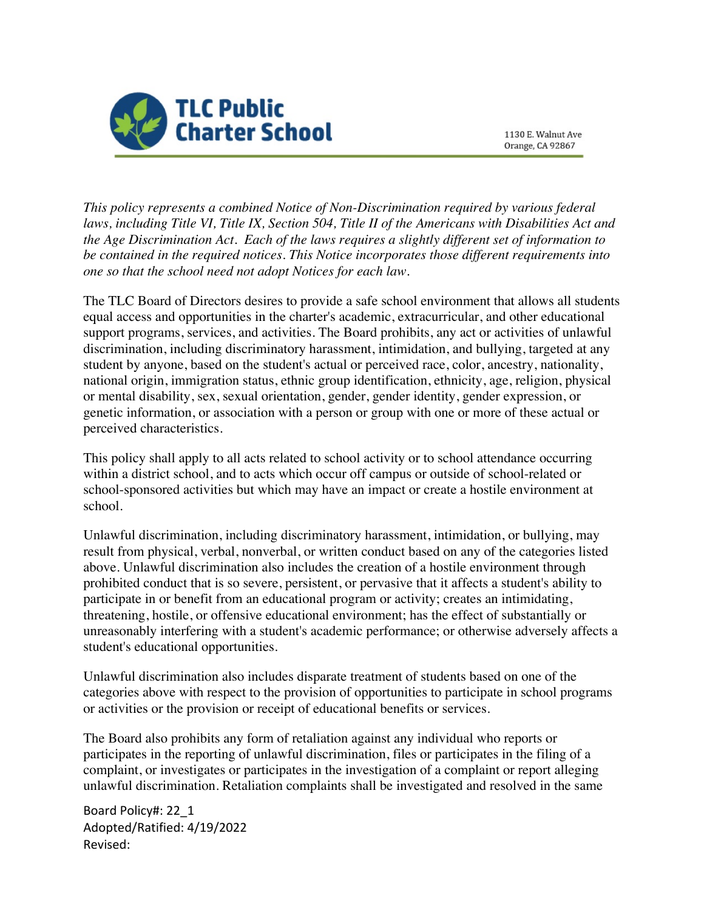# TLC Public Charter School

1130 E. Walnut Ave
Orange, CA 92867

*This policy represents a combined Notice of Non-Discrimination required by various federal laws, including Title VI, Title IX, Section 504, Title II of the Americans with Disabilities Act and the Age Discrimination Act. Each of the laws requires a slightly different set of information to be contained in the required notices. This Notice incorporates those different requirements into one so that the school need not adopt Notices for each law.*

The TLC Board of Directors desires to provide a safe school environment that allows all students equal access and opportunities in the charter's academic, extracurricular, and other educational support programs, services, and activities. The Board prohibits, any act or activities of unlawful discrimination, including discriminatory harassment, intimidation, and bullying, targeted at any student by anyone, based on the student's actual or perceived race, color, ancestry, nationality, national origin, immigration status, ethnic group identification, ethnicity, age, religion, physical or mental disability, sex, sexual orientation, gender, gender identity, gender expression, or genetic information, or association with a person or group with one or more of these actual or perceived characteristics.

This policy shall apply to all acts related to school activity or to school attendance occurring within a district school, and to acts which occur off campus or outside of school-related or school-sponsored activities but which may have an impact or create a hostile environment at school.

Unlawful discrimination, including discriminatory harassment, intimidation, or bullying, may result from physical, verbal, nonverbal, or written conduct based on any of the categories listed above. Unlawful discrimination also includes the creation of a hostile environment through prohibited conduct that is so severe, persistent, or pervasive that it affects a student's ability to participate in or benefit from an educational program or activity; creates an intimidating, threatening, hostile, or offensive educational environment; has the effect of substantially or unreasonably interfering with a student's academic performance; or otherwise adversely affects a student's educational opportunities.

Unlawful discrimination also includes disparate treatment of students based on one of the categories above with respect to the provision of opportunities to participate in school programs or activities or the provision or receipt of educational benefits or services.

The Board also prohibits any form of retaliation against any individual who reports or participates in the reporting of unlawful discrimination, files or participates in the filing of a complaint, or investigates or participates in the investigation of a complaint or report alleging unlawful discrimination. Retaliation complaints shall be investigated and resolved in the same

Board Policy#: 22_1
Adopted/Ratified: 4/19/2022
Revised: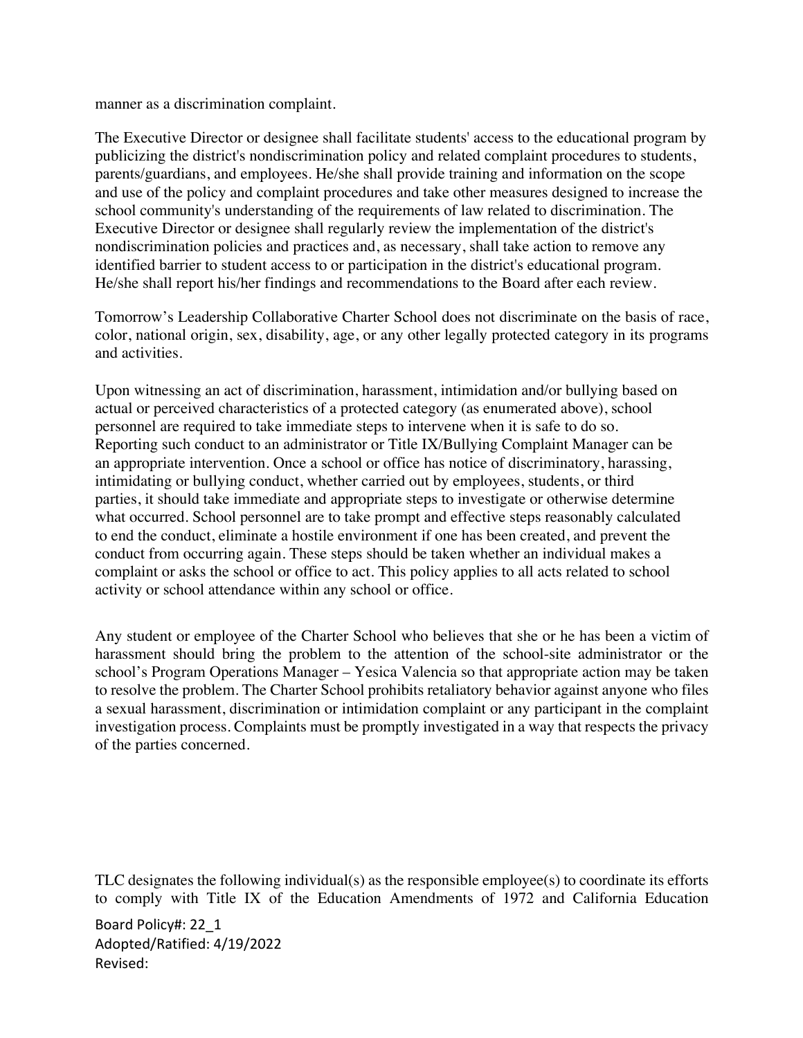manner as a discrimination complaint.

The Executive Director or designee shall facilitate students' access to the educational program by publicizing the district's nondiscrimination policy and related complaint procedures to students, parents/guardians, and employees. He/she shall provide training and information on the scope and use of the policy and complaint procedures and take other measures designed to increase the school community's understanding of the requirements of law related to discrimination. The Executive Director or designee shall regularly review the implementation of the district's nondiscrimination policies and practices and, as necessary, shall take action to remove any identified barrier to student access to or participation in the district's educational program. He/she shall report his/her findings and recommendations to the Board after each review.

Tomorrow's Leadership Collaborative Charter School does not discriminate on the basis of race, color, national origin, sex, disability, age, or any other legally protected category in its programs and activities.

Upon witnessing an act of discrimination, harassment, intimidation and/or bullying based on actual or perceived characteristics of a protected category (as enumerated above), school personnel are required to take immediate steps to intervene when it is safe to do so. Reporting such conduct to an administrator or Title IX/Bullying Complaint Manager can be an appropriate intervention. Once a school or office has notice of discriminatory, harassing, intimidating or bullying conduct, whether carried out by employees, students, or third parties, it should take immediate and appropriate steps to investigate or otherwise determine what occurred. School personnel are to take prompt and effective steps reasonably calculated to end the conduct, eliminate a hostile environment if one has been created, and prevent the conduct from occurring again. These steps should be taken whether an individual makes a complaint or asks the school or office to act. This policy applies to all acts related to school activity or school attendance within any school or office.

Any student or employee of the Charter School who believes that she or he has been a victim of harassment should bring the problem to the attention of the school-site administrator or the school's Program Operations Manager – Yesica Valencia so that appropriate action may be taken to resolve the problem. The Charter School prohibits retaliatory behavior against anyone who files a sexual harassment, discrimination or intimidation complaint or any participant in the complaint investigation process. Complaints must be promptly investigated in a way that respects the privacy of the parties concerned.

TLC designates the following individual(s) as the responsible employee(s) to coordinate its efforts to comply with Title IX of the Education Amendments of 1972 and California Education

Board Policy#: 22_1
Adopted/Ratified: 4/19/2022
Revised: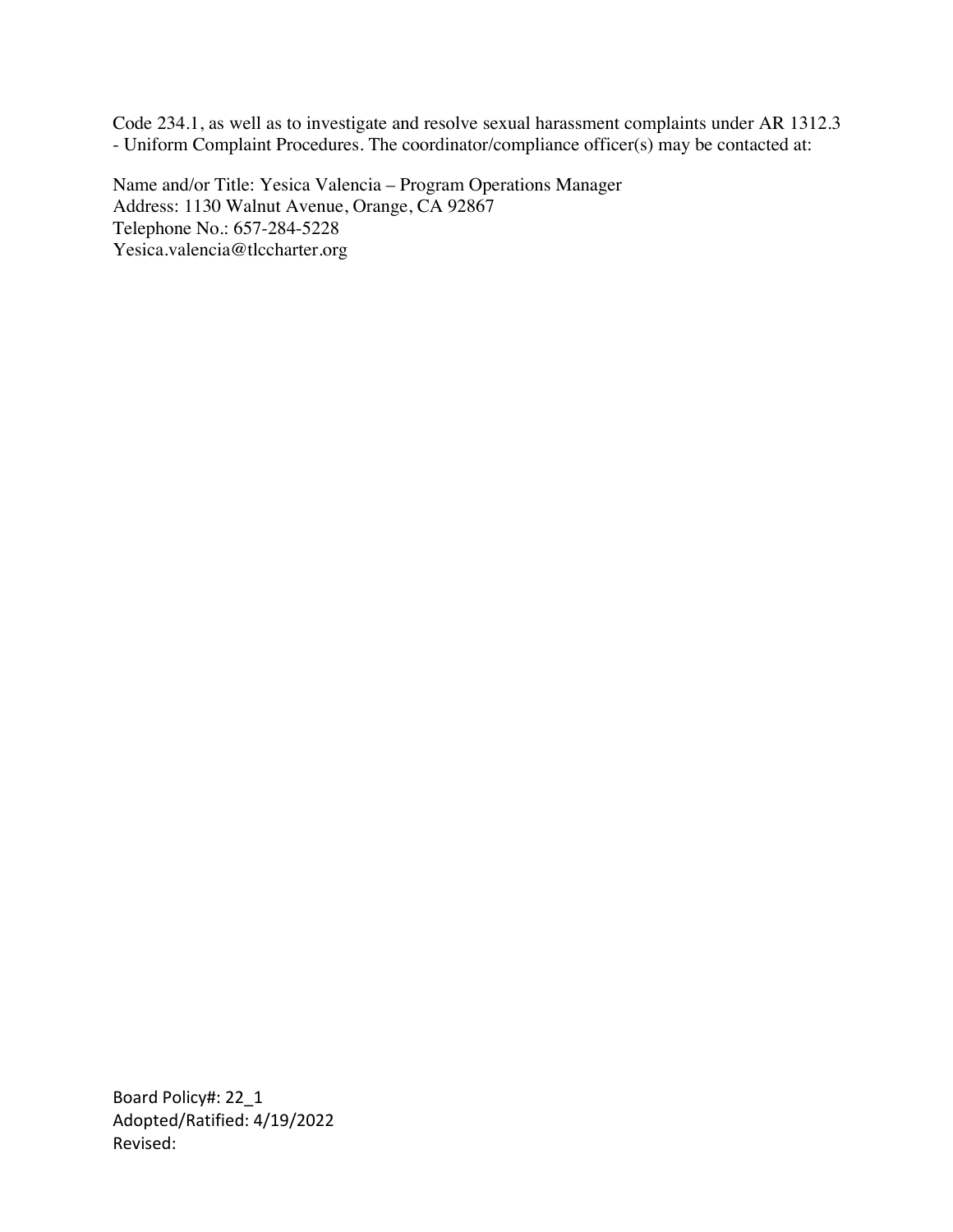Code 234.1, as well as to investigate and resolve sexual harassment complaints under AR 1312.3 - Uniform Complaint Procedures. The coordinator/compliance officer(s) may be contacted at:

Name and/or Title: Yesica Valencia – Program Operations Manager
Address: 1130 Walnut Avenue, Orange, CA 92867
Telephone No.: 657-284-5228
Yesica.valencia@tlccharter.org

Board Policy#: 22_1
Adopted/Ratified: 4/19/2022
Revised: